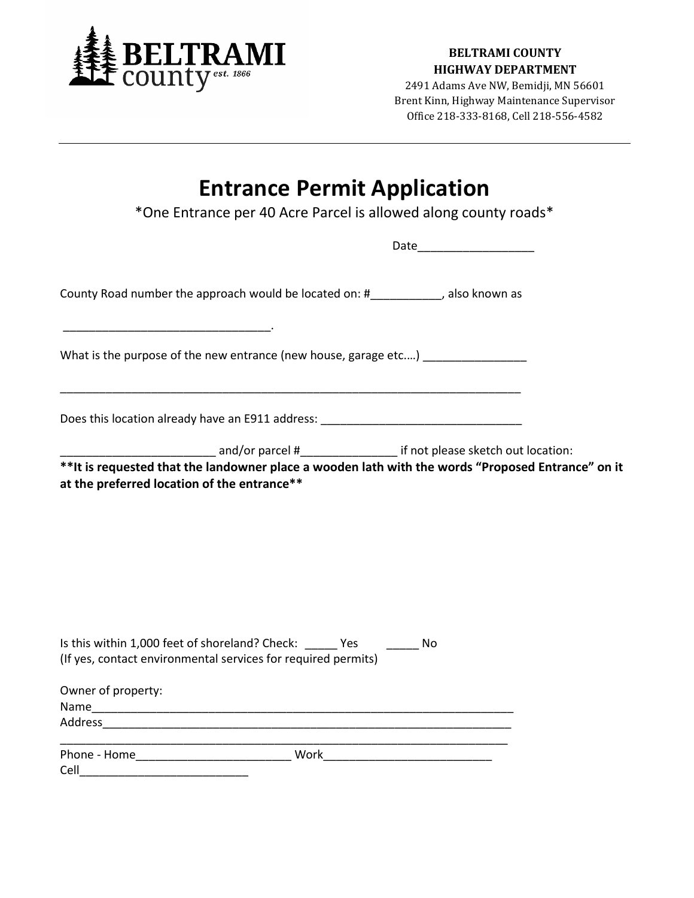**BELTRAMI COUNTY**
**HIGHWAY DEPARTMENT**
2491 Adams Ave NW, Bemidji, MN 56601
Brent Kinn, Highway Maintenance Supervisor
Office 218-333-8168, Cell 218-556-4582

---

# Entrance Permit Application

*One Entrance per 40 Acre Parcel is allowed along county roads*

Date__________________

County Road number the approach would be located on: #___________, also known as

________________________________.

What is the purpose of the new entrance (new house, garage etc.…) ________________

_____________________________________________________________________________

Does this location already have an E911 address: _______________________________

________________________ and/or parcel #______________ if not please sketch out location:

**\*\*It is requested that the landowner place a wooden lath with the words "Proposed Entrance" on it at the preferred location of the entrance\*\***

Is this within 1,000 feet of shoreland? Check: _____ Yes _____ No
(If yes, contact environmental services for required permits)

Owner of property:
Name___________________________________________________________________
Address_________________________________________________________________
_______________________________________________________________________
Phone - Home________________________ Work__________________________
Cell__________________________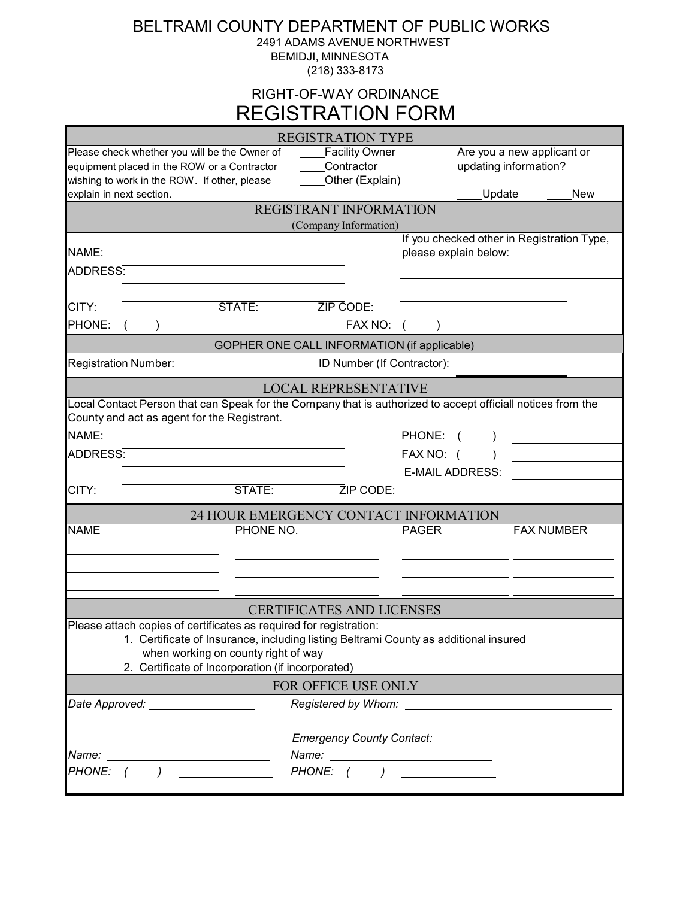# BELTRAMI COUNTY DEPARTMENT OF PUBLIC WORKS

2491 ADAMS AVENUE NORTHWEST
BEMIDJI, MINNESOTA
(218) 333-8173

## RIGHT-OF-WAY ORDINANCE
## REGISTRATION FORM

### REGISTRATION TYPE

Please check whether you will be the Owner of equipment placed in the ROW or a Contractor wishing to work in the ROW. If other, please explain in next section.

____Facility Owner
____Contractor
____Other (Explain)

Are you a new applicant or updating information?

____Update ____New

### REGISTRANT INFORMATION
(Company Information)

NAME:
ADDRESS: ______________________
______________________
CITY: ______________ STATE: ________ ZIP CODE: ____
PHONE: (  )  FAX NO: (  )

If you checked other in Registration Type, please explain below:
______________________
______________________

### GOPHER ONE CALL INFORMATION (if applicable)

Registration Number: ______________________ ID Number (If Contractor): ______________

### LOCAL REPRESENTATIVE

Local Contact Person that can Speak for the Company that is authorized to accept officiall notices from the County and act as agent for the Registrant.

NAME:
ADDRESS: ______________________
______________________
CITY: ______________ STATE: ________ ZIP CODE: ______________

PHONE: (  ) ______________
FAX NO: (  ) ______________
E-MAIL ADDRESS: ______________

### 24 HOUR EMERGENCY CONTACT INFORMATION

| NAME | PHONE NO. | PAGER | FAX NUMBER |
|---|---|---|---|
| | | | |
| | | | |
| | | | |

### CERTIFICATES AND LICENSES

Please attach copies of certificates as required for registration:

1. Certificate of Insurance, including listing Beltrami County as additional insured when working on county right of way
2. Certificate of Incorporation (if incorporated)

### FOR OFFICE USE ONLY

*Date Approved:* ______________ *Registered by Whom:* ______________________

*Emergency County Contact:*

*Name:* ______________________ *Name:* ______________________
*PHONE:* (  ) ______________ *PHONE:* (  ) ______________